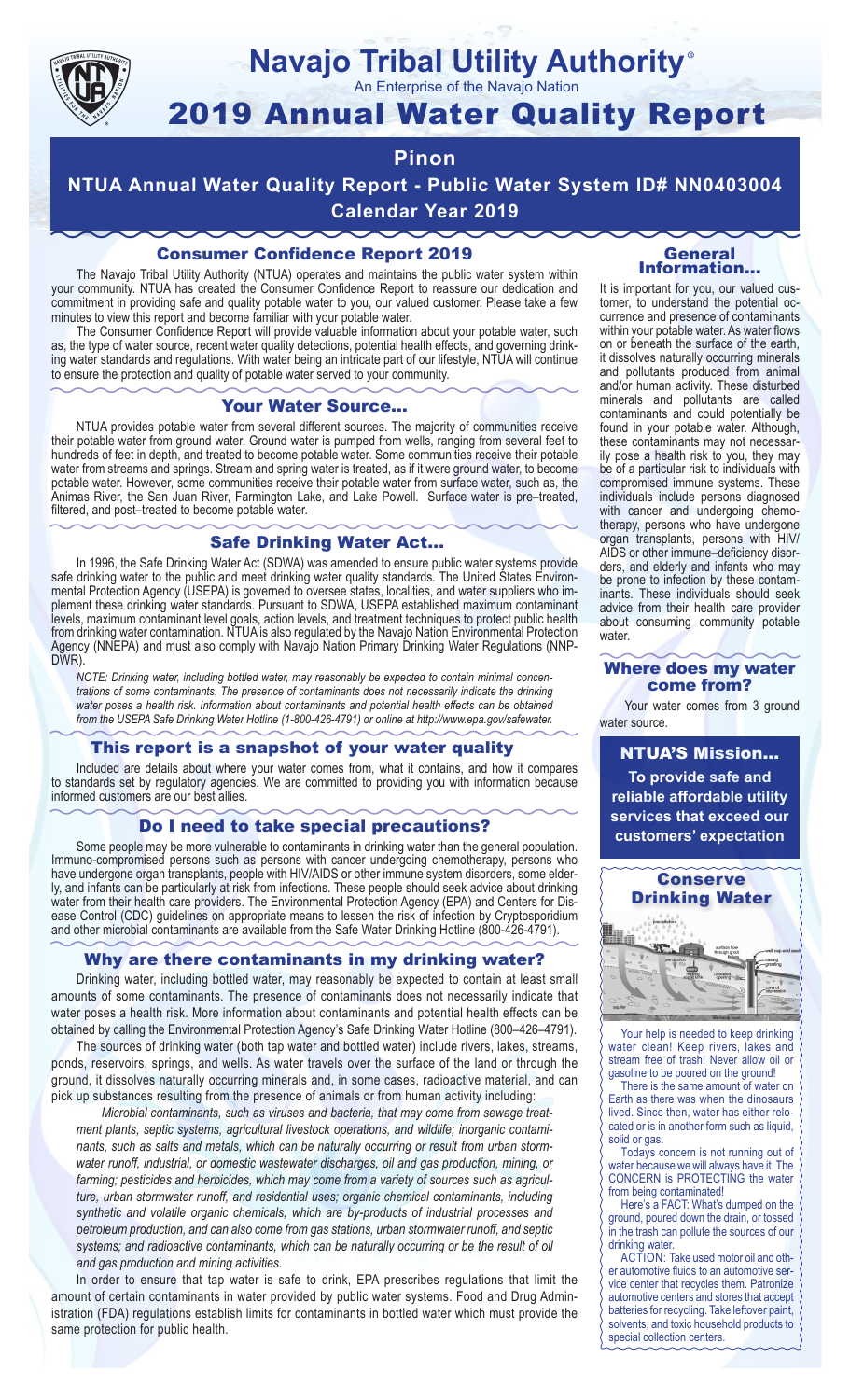# Navajo Tribal Utility Authority®

An Enterprise of the Navajo Nation

# 2019 Annual Water Quality Report

## Pinon

**NTUA Annual Water Quality Report - Public Water System ID# NN0403004**

**Calendar Year 2019**

### Consumer Confidence Report 2019

The Navajo Tribal Utility Authority (NTUA) operates and maintains the public water system within your community. NTUA has created the Consumer Confidence Report to reassure our dedication and commitment in providing safe and quality potable water to you, our valued customer. Please take a few minutes to view this report and become familiar with your potable water.

The Consumer Confidence Report will provide valuable information about your potable water, such as, the type of water source, recent water quality detections, potential health effects, and governing drinking water standards and regulations. With water being an intricate part of our lifestyle, NTUA will continue to ensure the protection and quality of potable water served to your community.

### Your Water Source…

NTUA provides potable water from several different sources. The majority of communities receive their potable water from ground water. Ground water is pumped from wells, ranging from several feet to hundreds of feet in depth, and treated to become potable water. Some communities receive their potable water from streams and springs. Stream and spring water is treated, as if it were ground water, to become potable water. However, some communities receive their potable water from surface water, such as, the Animas River, the San Juan River, Farmington Lake, and Lake Powell. Surface water is pre–treated, filtered, and post–treated to become potable water.

### Safe Drinking Water Act…

In 1996, the Safe Drinking Water Act (SDWA) was amended to ensure public water systems provide safe drinking water to the public and meet drinking water quality standards. The United States Environmental Protection Agency (USEPA) is governed to oversee states, localities, and water suppliers who implement these drinking water standards. Pursuant to SDWA, USEPA established maximum contaminant levels, maximum contaminant level goals, action levels, and treatment techniques to protect public health from drinking water contamination. NTUA is also regulated by the Navajo Nation Environmental Protection Agency (NNEPA) and must also comply with Navajo Nation Primary Drinking Water Regulations (NNPDWR).

*NOTE: Drinking water, including bottled water, may reasonably be expected to contain minimal concentrations of some contaminants. The presence of contaminants does not necessarily indicate the drinking water poses a health risk. Information about contaminants and potential health effects can be obtained from the USEPA Safe Drinking Water Hotline (1-800-426-4791) or online at http://www.epa.gov/safewater.*

### This report is a snapshot of your water quality

Included are details about where your water comes from, what it contains, and how it compares to standards set by regulatory agencies. We are committed to providing you with information because informed customers are our best allies.

### Do I need to take special precautions?

Some people may be more vulnerable to contaminants in drinking water than the general population. Immuno-compromised persons such as persons with cancer undergoing chemotherapy, persons who have undergone organ transplants, people with HIV/AIDS or other immune system disorders, some elderly, and infants can be particularly at risk from infections. These people should seek advice about drinking water from their health care providers. The Environmental Protection Agency (EPA) and Centers for Disease Control (CDC) guidelines on appropriate means to lessen the risk of infection by Cryptosporidium and other microbial contaminants are available from the Safe Water Drinking Hotline (800-426-4791).

### Why are there contaminants in my drinking water?

Drinking water, including bottled water, may reasonably be expected to contain at least small amounts of some contaminants. The presence of contaminants does not necessarily indicate that water poses a health risk. More information about contaminants and potential health effects can be obtained by calling the Environmental Protection Agency's Safe Drinking Water Hotline (800–426–4791).

The sources of drinking water (both tap water and bottled water) include rivers, lakes, streams, ponds, reservoirs, springs, and wells. As water travels over the surface of the land or through the ground, it dissolves naturally occurring minerals and, in some cases, radioactive material, and can pick up substances resulting from the presence of animals or from human activity including:

*Microbial contaminants, such as viruses and bacteria, that may come from sewage treatment plants, septic systems, agricultural livestock operations, and wildlife; inorganic contaminants, such as salts and metals, which can be naturally occurring or result from urban stormwater runoff, industrial, or domestic wastewater discharges, oil and gas production, mining, or farming; pesticides and herbicides, which may come from a variety of sources such as agriculture, urban stormwater runoff, and residential uses; organic chemical contaminants, including synthetic and volatile organic chemicals, which are by-products of industrial processes and petroleum production, and can also come from gas stations, urban stormwater runoff, and septic systems; and radioactive contaminants, which can be naturally occurring or be the result of oil and gas production and mining activities.*

In order to ensure that tap water is safe to drink, EPA prescribes regulations that limit the amount of certain contaminants in water provided by public water systems. Food and Drug Administration (FDA) regulations establish limits for contaminants in bottled water which must provide the same protection for public health.

### General Information…

It is important for you, our valued customer, to understand the potential occurrence and presence of contaminants within your potable water. As water flows on or beneath the surface of the earth, it dissolves naturally occurring minerals and pollutants produced from animal and/or human activity. These disturbed minerals and pollutants are called contaminants and could potentially be found in your potable water. Although, these contaminants may not necessarily pose a health risk to you, they may be of a particular risk to individuals with compromised immune systems. These individuals include persons diagnosed with cancer and undergoing chemotherapy, persons who have undergone organ transplants, persons with HIV/AIDS or other immune–deficiency disorders, and elderly and infants who may be prone to infection by these contaminants. These individuals should seek advice from their health care provider about consuming community potable water.

### Where does my water come from?

Your water comes from 3 ground water source.

### NTUA'S Mission…

**To provide safe and reliable affordable utility services that exceed our customers' expectation**

### Conserve Drinking Water

Your help is needed to keep drinking water clean! Keep rivers, lakes and stream free of trash! Never allow oil or gasoline to be poured on the ground!

There is the same amount of water on Earth as there was when the dinosaurs lived. Since then, water has either relocated or is in another form such as liquid, solid or gas.

Todays concern is not running out of water because we will always have it. The CONCERN is PROTECTING the water from being contaminated!

Here's a FACT: What's dumped on the ground, poured down the drain, or tossed in the trash can pollute the sources of our drinking water.

ACTION: Take used motor oil and other automotive fluids to an automotive service center that recycles them. Patronize automotive centers and stores that accept batteries for recycling. Take leftover paint, solvents, and toxic household products to special collection centers.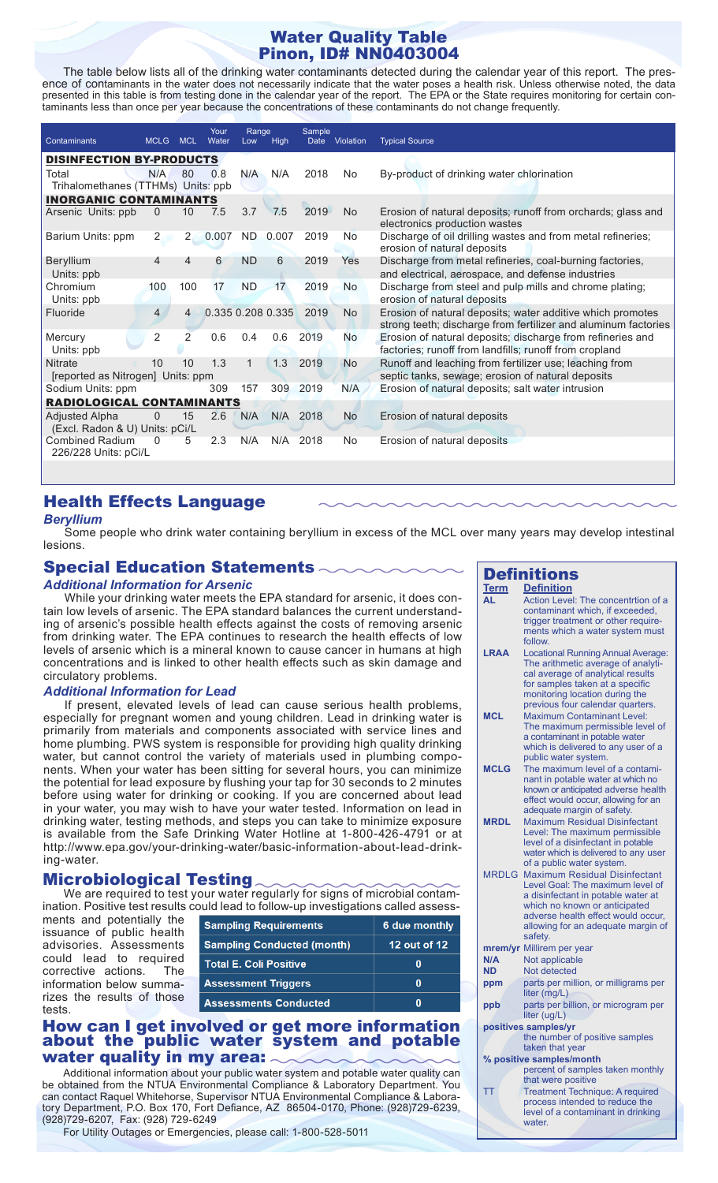# Water Quality Table
## Pinon, ID# NN0403004

The table below lists all of the drinking water contaminants detected during the calendar year of this report. The presence of contaminants in the water does not necessarily indicate that the water poses a health risk. Unless otherwise noted, the data presented in this table is from testing done in the calendar year of the report. The EPA or the State requires monitoring for certain contaminants less than once per year because the concentrations of these contaminants do not change frequently.

| Contaminants | MCLG | MCL | Your Water | Range Low | Range High | Sample Date | Violation | Typical Source |
|---|---|---|---|---|---|---|---|---|
| **DISINFECTION BY-PRODUCTS** | | | | | | | | |
| Total Trihalomethanes (TTHMs) Units: ppb | N/A | 80 | 0.8 | N/A | N/A | 2018 | No | By-product of drinking water chlorination |
| **INORGANIC CONTAMINANTS** | | | | | | | | |
| Arsenic Units: ppb | 0 | 10 | 7.5 | 3.7 | 7.5 | 2019 | No | Erosion of natural deposits; runoff from orchards; glass and electronics production wastes |
| Barium Units: ppm | 2 | 2 | 0.007 | ND | 0.007 | 2019 | No | Discharge of oil drilling wastes and from metal refineries; erosion of natural deposits |
| Beryllium Units: ppb | 4 | 4 | 6 | ND | 6 | 2019 | Yes | Discharge from metal refineries, coal-burning factories, and electrical, aerospace, and defense industries |
| Chromium Units: ppb | 100 | 100 | 17 | ND | 17 | 2019 | No | Discharge from steel and pulp mills and chrome plating; erosion of natural deposits |
| Fluoride | 4 | 4 | 0.335 | 0.208 | 0.335 | 2019 | No | Erosion of natural deposits; water additive which promotes strong teeth; discharge from fertilizer and aluminum factories |
| Mercury Units: ppb | 2 | 2 | 0.6 | 0.4 | 0.6 | 2019 | No | Erosion of natural deposits; discharge from refineries and factories; runoff from landfills; runoff from cropland |
| Nitrate [reported as Nitrogen] Units: ppm | 10 | 10 | 1.3 | 1 | 1.3 | 2019 | No | Runoff and leaching from fertilizer use; leaching from septic tanks, sewage; erosion of natural deposits |
| Sodium Units: ppm | | | 309 | 157 | 309 | 2019 | N/A | Erosion of natural deposits; salt water intrusion |
| **RADIOLOGICAL CONTAMINANTS** | | | | | | | | |
| Adjusted Alpha (Excl. Radon & U) Units: pCi/L | 0 | 15 | 2.6 | N/A | N/A | 2018 | No | Erosion of natural deposits |
| Combined Radium 226/228 Units: pCi/L | 0 | 5 | 2.3 | N/A | N/A | 2018 | No | Erosion of natural deposits |

## Health Effects Language

***Beryllium***

Some people who drink water containing beryllium in excess of the MCL over many years may develop intestinal lesions.

## Special Education Statements

***Additional Information for Arsenic***

While your drinking water meets the EPA standard for arsenic, it does contain low levels of arsenic. The EPA standard balances the current understanding of arsenic's possible health effects against the costs of removing arsenic from drinking water. The EPA continues to research the health effects of low levels of arsenic which is a mineral known to cause cancer in humans at high concentrations and is linked to other health effects such as skin damage and circulatory problems.

***Additional Information for Lead***

If present, elevated levels of lead can cause serious health problems, especially for pregnant women and young children. Lead in drinking water is primarily from materials and components associated with service lines and home plumbing. PWS system is responsible for providing high quality drinking water, but cannot control the variety of materials used in plumbing components. When your water has been sitting for several hours, you can minimize the potential for lead exposure by flushing your tap for 30 seconds to 2 minutes before using water for drinking or cooking. If you are concerned about lead in your water, you may wish to have your water tested. Information on lead in drinking water, testing methods, and steps you can take to minimize exposure is available from the Safe Drinking Water Hotline at 1-800-426-4791 or at http://www.epa.gov/your-drinking-water/basic-information-about-lead-drinking-water.

## Microbiological Testing

We are required to test your water regularly for signs of microbial contamination. Positive test results could lead to follow-up investigations called assessments and potentially the issuance of public health advisories. Assessments could lead to required corrective actions. The information below summarizes the results of those tests.

| Sampling Requirements | 6 due monthly |
|---|---|
| Sampling Conducted (month) | 12 out of 12 |
| Total E. Coli Positive | 0 |
| Assessment Triggers | 0 |
| Assessments Conducted | 0 |

## How can I get involved or get more information about the public water system and potable water quality in my area:

Additional information about your public water system and potable water quality can be obtained from the NTUA Environmental Compliance & Laboratory Department. You can contact Raquel Whitehorse, Supervisor NTUA Environmental Compliance & Laboratory Department, P.O. Box 170, Fort Defiance, AZ 86504-0170, Phone: (928)729-6239, (928)729-6207, Fax: (928) 729-6249

For Utility Outages or Emergencies, please call: 1-800-528-5011

## Definitions

| Term | Definition |
|---|---|
| AL | Action Level: The concentrtion of a contaminant which, if exceeded, trigger treatment or other requirements which a water system must follow. |
| LRAA | Locational Running Annual Average: The arithmetic average of analytical results for samples taken at a specific monitoring location during the previous four calendar quarters. |
| MCL | Maximum Contaminant Level: The maximum permissible level of a contaminant in potable water which is delivered to any user of a public water system. |
| MCLG | The maximum level of a contaminant in potable water at which no known or anticipated adverse health effect would occur, allowing for an adequate margin of safety. |
| MRDL | Maximum Residual Disinfectant Level: The maximum permissible level of a disinfectant in potable water which is delivered to any user of a public water system. |
| MRDLG | Maximum Residual Disinfectant Level Goal: The maximum level of a disinfectant in potable water at which no known or anticipated adverse health effect would occur, allowing for an adequate margin of safety. |
| mrem/yr | Millirem per year |
| N/A | Not applicable |
| ND | Not detected |
| ppm | parts per million, or milligrams per liter (mg/L) |
| ppb | parts per billion, or microgram per liter (ug/L) |
| positives samples/yr | the number of positive samples taken that year |
| % positive samples/month | percent of samples taken monthly that were positive |
| TT | Treatment Technique: A required process intended to reduce the level of a contaminant in drinking water. |